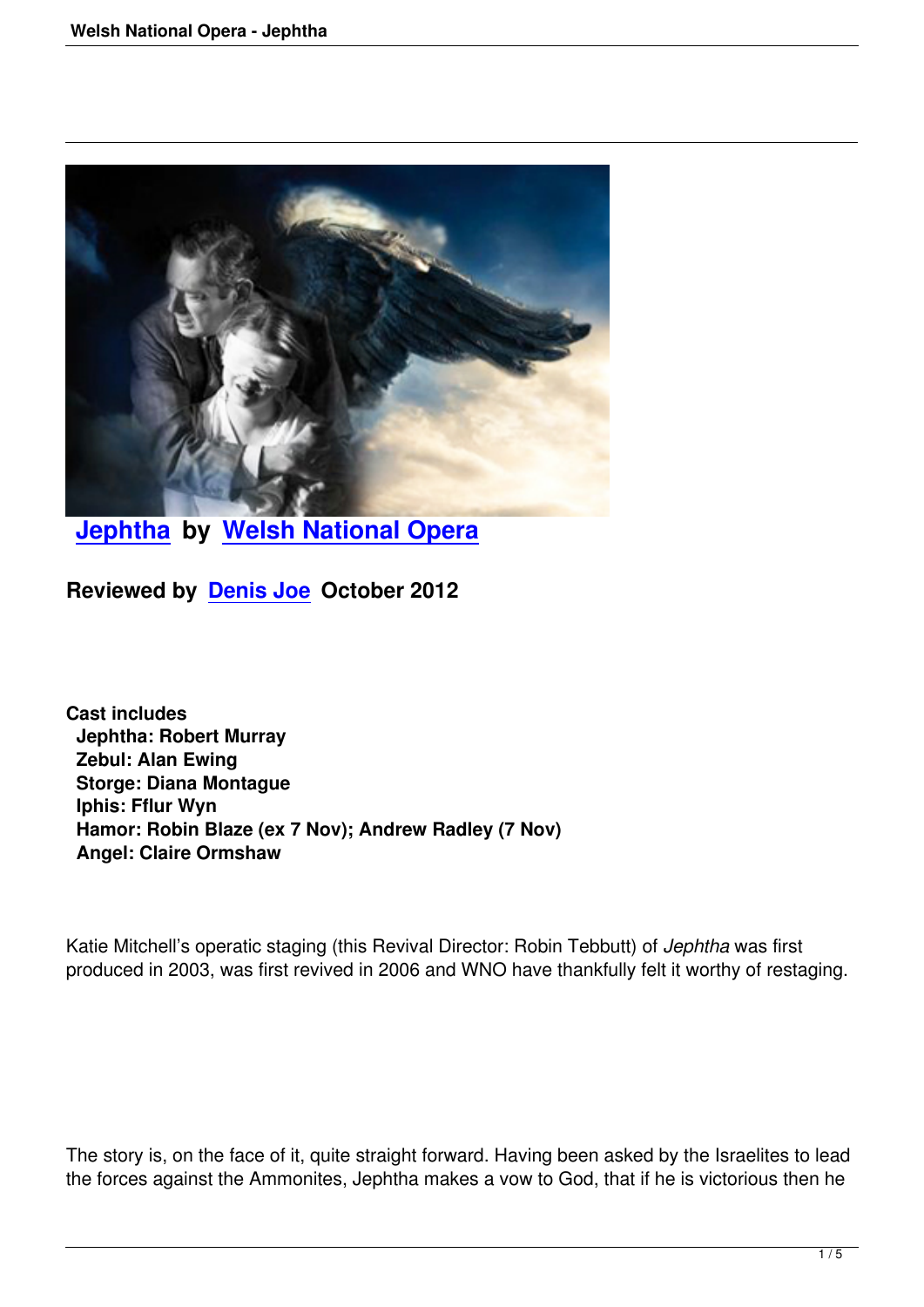# Jephtha by Welsh National Opera

## Reviewed by Denis Joe October 2012

**Cast includes**
**Jephtha: Robert Murray**
**Zebul: Alan Ewing**
**Storge: Diana Montague**
**Iphis: Fflur Wyn**
**Hamor: Robin Blaze (ex 7 Nov); Andrew Radley (7 Nov)**
**Angel: Claire Ormshaw**

Katie Mitchell's operatic staging (this Revival Director: Robin Tebbutt) of *Jephtha* was first produced in 2003, was first revived in 2006 and WNO have thankfully felt it worthy of restaging.

The story is, on the face of it, quite straight forward. Having been asked by the Israelites to lead the forces against the Ammonites, Jephtha makes a vow to God, that if he is victorious then he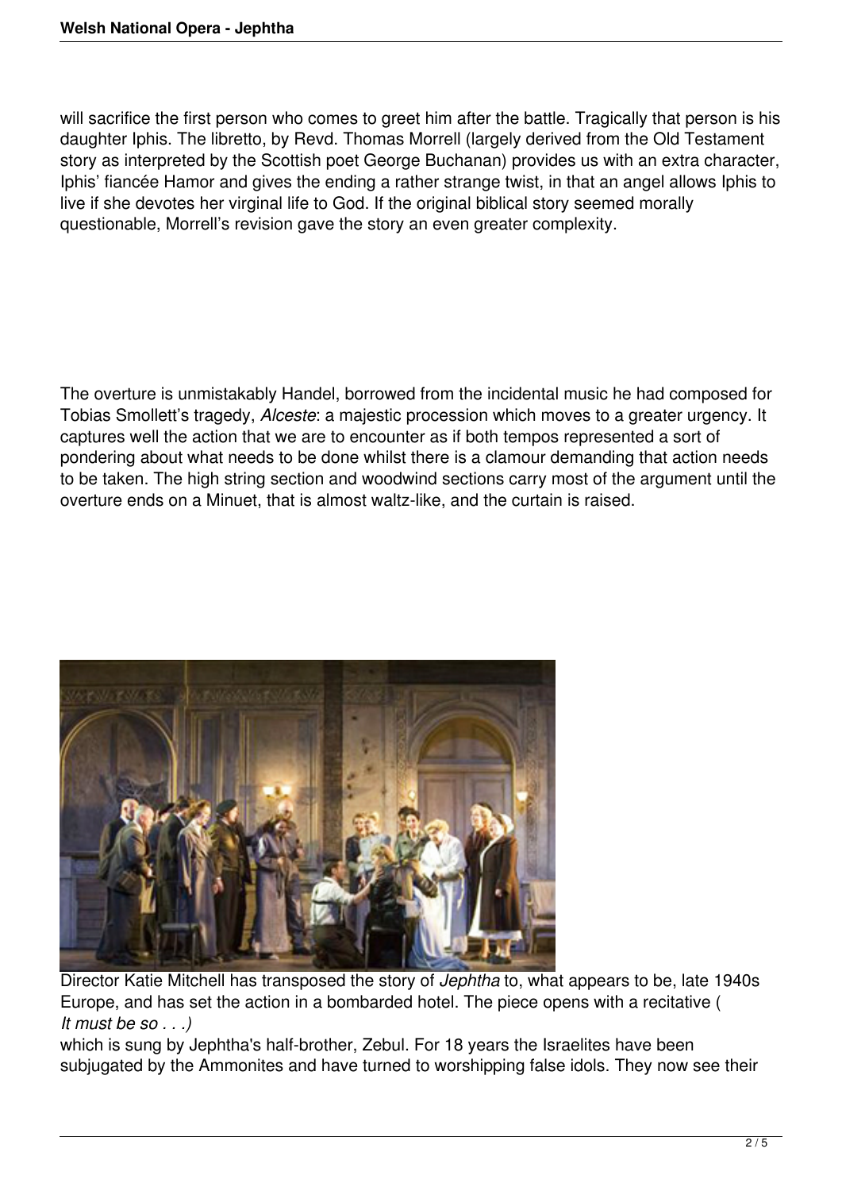will sacrifice the first person who comes to greet him after the battle. Tragically that person is his daughter Iphis. The libretto, by Revd. Thomas Morrell (largely derived from the Old Testament story as interpreted by the Scottish poet George Buchanan) provides us with an extra character, Iphis' fiancée Hamor and gives the ending a rather strange twist, in that an angel allows Iphis to live if she devotes her virginal life to God. If the original biblical story seemed morally questionable, Morrell's revision gave the story an even greater complexity.

The overture is unmistakably Handel, borrowed from the incidental music he had composed for Tobias Smollett's tragedy, *Alceste*: a majestic procession which moves to a greater urgency. It captures well the action that we are to encounter as if both tempos represented a sort of pondering about what needs to be done whilst there is a clamour demanding that action needs to be taken. The high string section and woodwind sections carry most of the argument until the overture ends on a Minuet, that is almost waltz-like, and the curtain is raised.

Director Katie Mitchell has transposed the story of *Jephtha* to, what appears to be, late 1940s Europe, and has set the action in a bombarded hotel. The piece opens with a recitative ( *It must be so . . .)* which is sung by Jephtha's half-brother, Zebul. For 18 years the Israelites have been subjugated by the Ammonites and have turned to worshipping false idols. They now see their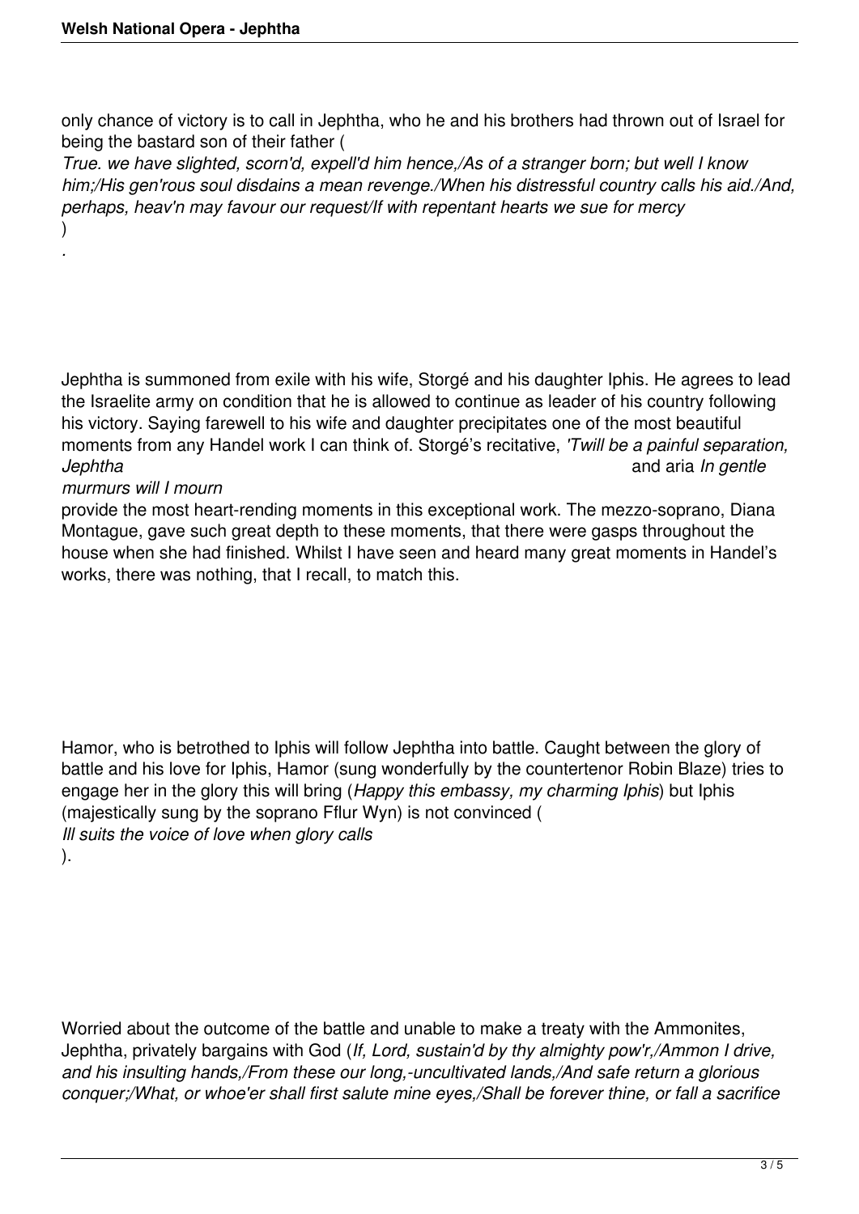only chance of victory is to call in Jephtha, who he and his brothers had thrown out of Israel for being the bastard son of their father (*True. we have slighted, scorn'd, expell'd him hence,/As of a stranger born; but well I know him;/His gen'rous soul disdains a mean revenge./When his distressful country calls his aid./And, perhaps, heav'n may favour our request/If with repentant hearts we sue for mercy*).

Jephtha is summoned from exile with his wife, Storgé and his daughter Iphis. He agrees to lead the Israelite army on condition that he is allowed to continue as leader of his country following his victory. Saying farewell to his wife and daughter precipitates one of the most beautiful moments from any Handel work I can think of. Storgé's recitative, *'Twill be a painful separation, Jephtha* and aria *In gentle murmurs will I mourn* provide the most heart-rending moments in this exceptional work. The mezzo-soprano, Diana Montague, gave such great depth to these moments, that there were gasps throughout the house when she had finished. Whilst I have seen and heard many great moments in Handel's works, there was nothing, that I recall, to match this.

Hamor, who is betrothed to Iphis will follow Jephtha into battle. Caught between the glory of battle and his love for Iphis, Hamor (sung wonderfully by the countertenor Robin Blaze) tries to engage her in the glory this will bring (*Happy this embassy, my charming Iphis*) but Iphis (majestically sung by the soprano Fflur Wyn) is not convinced (*Ill suits the voice of love when glory calls*).

Worried about the outcome of the battle and unable to make a treaty with the Ammonites, Jephtha, privately bargains with God (*If, Lord, sustain'd by thy almighty pow'r,/Ammon I drive, and his insulting hands,/From these our long,-uncultivated lands,/And safe return a glorious conquer;/What, or whoe'er shall first salute mine eyes,/Shall be forever thine, or fall a sacrifice*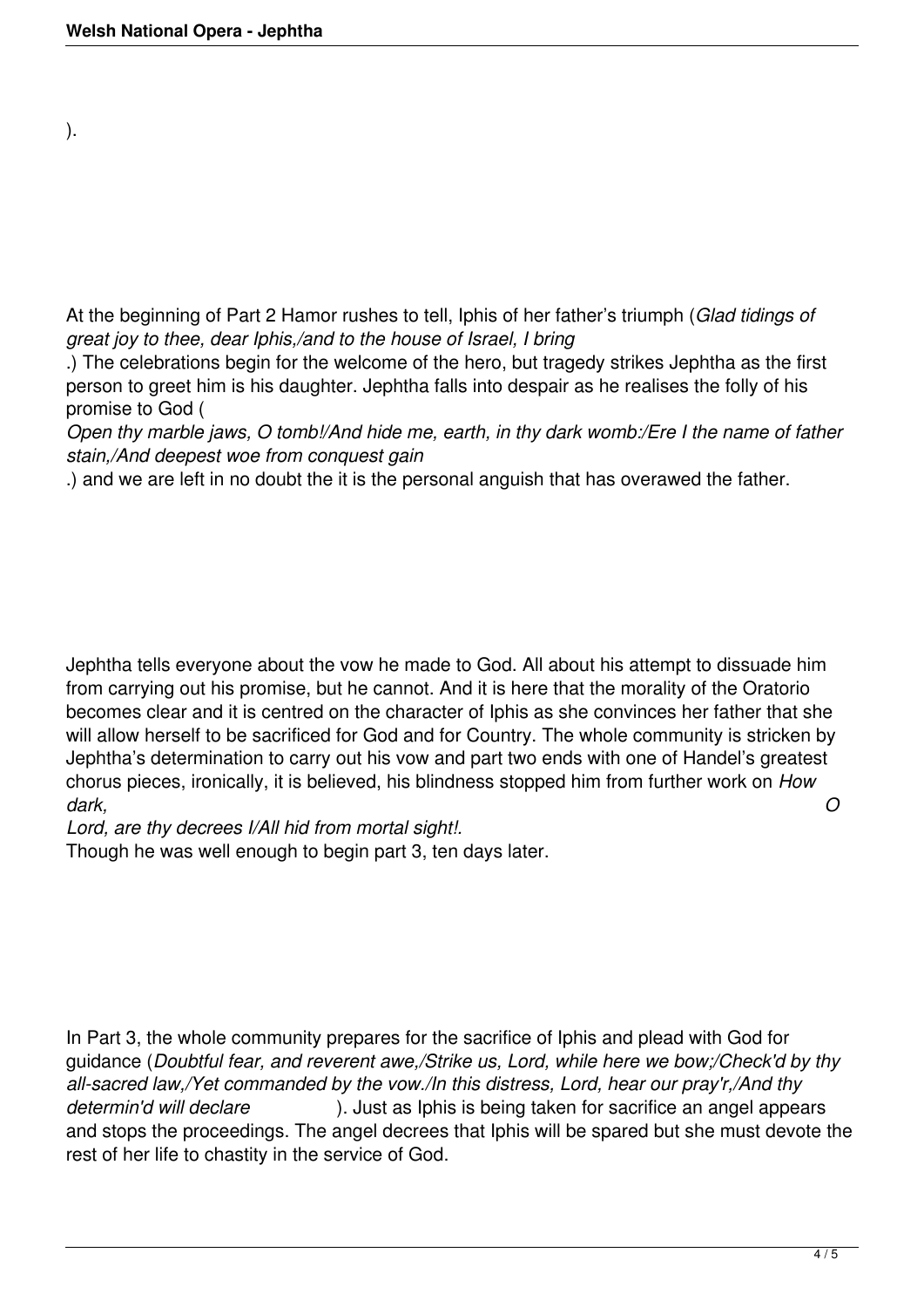).

At the beginning of Part 2 Hamor rushes to tell, Iphis of her father's triumph (*Glad tidings of great joy to thee, dear Iphis,/and to the house of Israel, I bring*.) The celebrations begin for the welcome of the hero, but tragedy strikes Jephtha as the first person to greet him is his daughter. Jephtha falls into despair as he realises the folly of his promise to God (*Open thy marble jaws, O tomb!/And hide me, earth, in thy dark womb:/Ere I the name of father stain,/And deepest woe from conquest gain*.) and we are left in no doubt the it is the personal anguish that has overawed the father.

Jephtha tells everyone about the vow he made to God. All about his attempt to dissuade him from carrying out his promise, but he cannot. And it is here that the morality of the Oratorio becomes clear and it is centred on the character of Iphis as she convinces her father that she will allow herself to be sacrificed for God and for Country. The whole community is stricken by Jephtha's determination to carry out his vow and part two ends with one of Handel's greatest chorus pieces, ironically, it is believed, his blindness stopped him from further work on *How dark, O Lord, are thy decrees I/All hid from mortal sight!*.
Though he was well enough to begin part 3, ten days later.

In Part 3, the whole community prepares for the sacrifice of Iphis and plead with God for guidance (*Doubtful fear, and reverent awe,/Strike us, Lord, while here we bow;/Check'd by thy all-sacred law,/Yet commanded by the vow./In this distress, Lord, hear our pray'r,/And thy determin'd will declare*). Just as Iphis is being taken for sacrifice an angel appears and stops the proceedings. The angel decrees that Iphis will be spared but she must devote the rest of her life to chastity in the service of God.